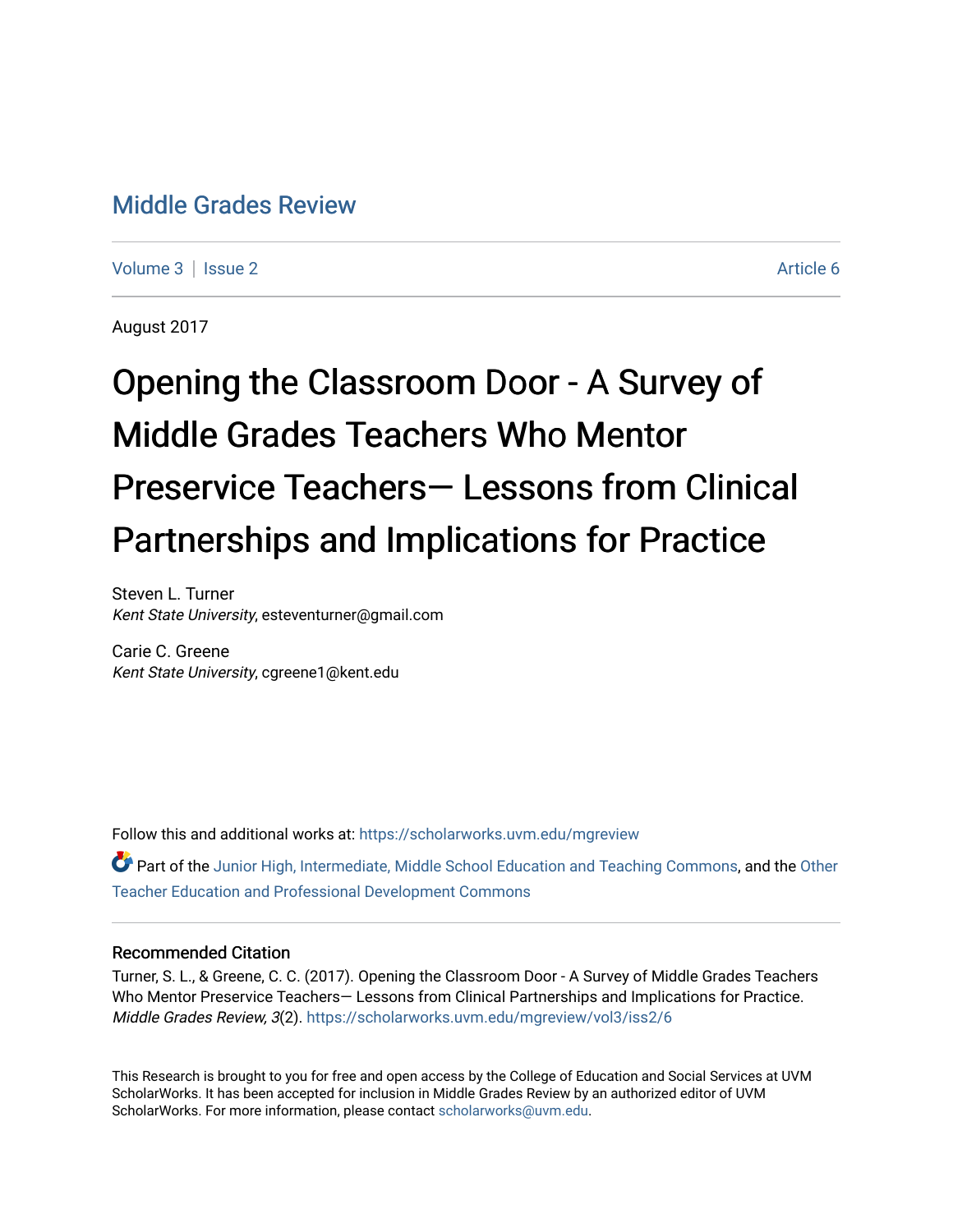# Middle Grades Review

Volume 3 | Issue 2 Article 6

August 2017

# Opening the Classroom Door - A Survey of Middle Grades Teachers Who Mentor Preservice Teachers— Lessons from Clinical Partnerships and Implications for Practice

Steven L. Turner
*Kent State University*, esteventurner@gmail.com

Carie C. Greene
*Kent State University*, cgreene1@kent.edu

Follow this and additional works at: https://scholarworks.uvm.edu/mgreview

Part of the Junior High, Intermediate, Middle School Education and Teaching Commons, and the Other Teacher Education and Professional Development Commons

## Recommended Citation

Turner, S. L., & Greene, C. C. (2017). Opening the Classroom Door - A Survey of Middle Grades Teachers Who Mentor Preservice Teachers— Lessons from Clinical Partnerships and Implications for Practice. *Middle Grades Review, 3*(2). https://scholarworks.uvm.edu/mgreview/vol3/iss2/6

This Research is brought to you for free and open access by the College of Education and Social Services at UVM ScholarWorks. It has been accepted for inclusion in Middle Grades Review by an authorized editor of UVM ScholarWorks. For more information, please contact scholarworks@uvm.edu.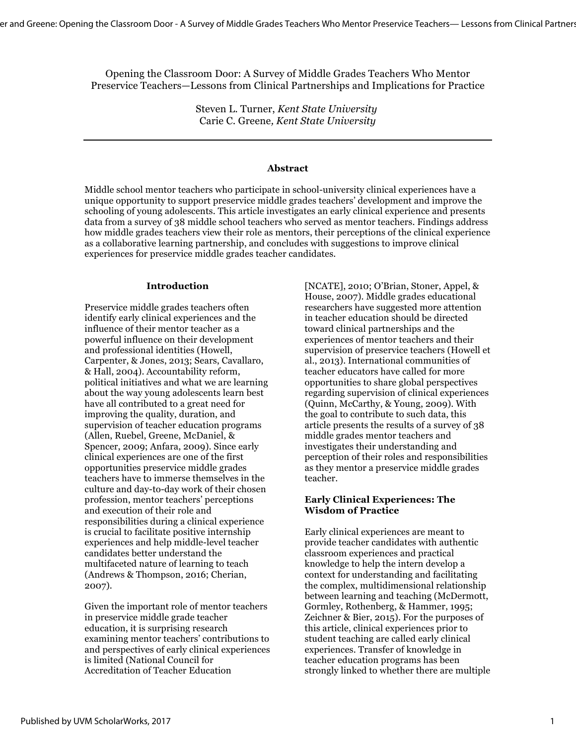# Opening the Classroom Door: A Survey of Middle Grades Teachers Who Mentor Preservice Teachers—Lessons from Clinical Partnerships and Implications for Practice

Steven L. Turner, *Kent State University*
Carie C. Greene, *Kent State University*

---

## Abstract

Middle school mentor teachers who participate in school-university clinical experiences have a unique opportunity to support preservice middle grades teachers' development and improve the schooling of young adolescents. This article investigates an early clinical experience and presents data from a survey of 38 middle school teachers who served as mentor teachers. Findings address how middle grades teachers view their role as mentors, their perceptions of the clinical experience as a collaborative learning partnership, and concludes with suggestions to improve clinical experiences for preservice middle grades teacher candidates.

## Introduction

Preservice middle grades teachers often identify early clinical experiences and the influence of their mentor teacher as a powerful influence on their development and professional identities (Howell, Carpenter, & Jones, 2013; Sears, Cavallaro, & Hall, 2004). Accountability reform, political initiatives and what we are learning about the way young adolescents learn best have all contributed to a great need for improving the quality, duration, and supervision of teacher education programs (Allen, Ruebel, Greene, McDaniel, & Spencer, 2009; Anfara, 2009). Since early clinical experiences are one of the first opportunities preservice middle grades teachers have to immerse themselves in the culture and day-to-day work of their chosen profession, mentor teachers' perceptions and execution of their role and responsibilities during a clinical experience is crucial to facilitate positive internship experiences and help middle-level teacher candidates better understand the multifaceted nature of learning to teach (Andrews & Thompson, 2016; Cherian, 2007).

Given the important role of mentor teachers in preservice middle grade teacher education, it is surprising research examining mentor teachers' contributions to and perspectives of early clinical experiences is limited (National Council for Accreditation of Teacher Education [NCATE], 2010; O'Brian, Stoner, Appel, & House, 2007). Middle grades educational researchers have suggested more attention in teacher education should be directed toward clinical partnerships and the experiences of mentor teachers and their supervision of preservice teachers (Howell et al., 2013). International communities of teacher educators have called for more opportunities to share global perspectives regarding supervision of clinical experiences (Quinn, McCarthy, & Young, 2009). With the goal to contribute to such data, this article presents the results of a survey of 38 middle grades mentor teachers and investigates their understanding and perception of their roles and responsibilities as they mentor a preservice middle grades teacher.

### Early Clinical Experiences: The Wisdom of Practice

Early clinical experiences are meant to provide teacher candidates with authentic classroom experiences and practical knowledge to help the intern develop a context for understanding and facilitating the complex, multidimensional relationship between learning and teaching (McDermott, Gormley, Rothenberg, & Hammer, 1995; Zeichner & Bier, 2015). For the purposes of this article, clinical experiences prior to student teaching are called early clinical experiences. Transfer of knowledge in teacher education programs has been strongly linked to whether there are multiple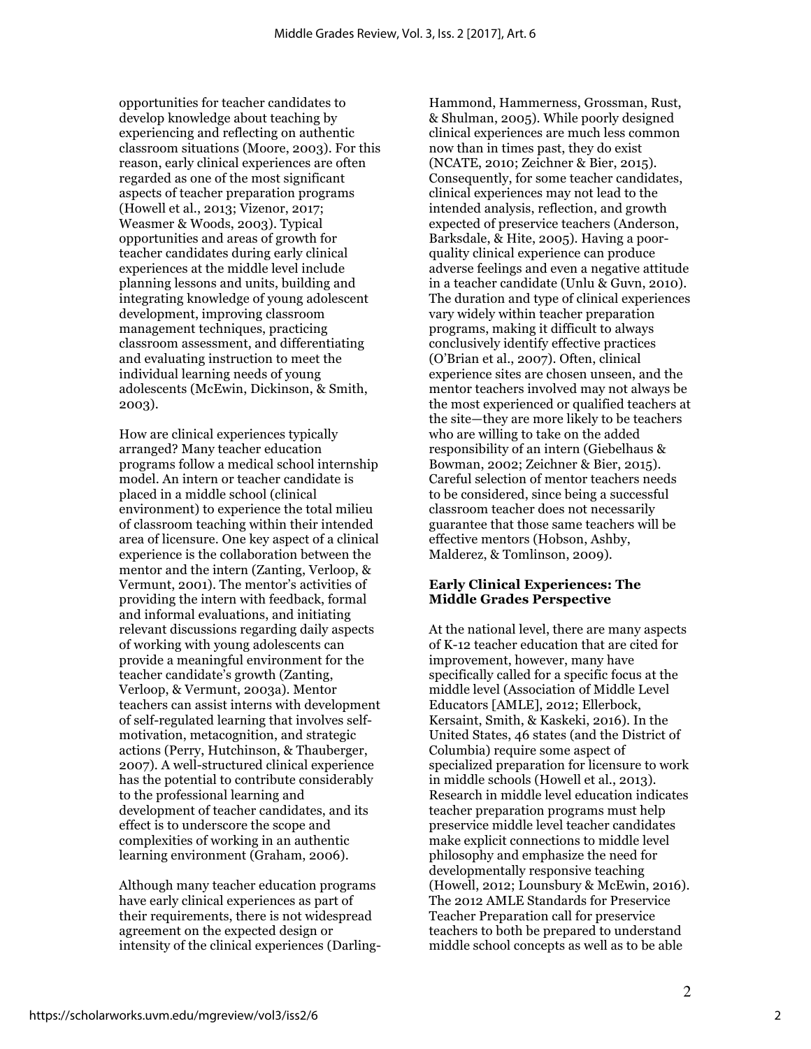opportunities for teacher candidates to develop knowledge about teaching by experiencing and reflecting on authentic classroom situations (Moore, 2003). For this reason, early clinical experiences are often regarded as one of the most significant aspects of teacher preparation programs (Howell et al., 2013; Vizenor, 2017; Weasmer & Woods, 2003). Typical opportunities and areas of growth for teacher candidates during early clinical experiences at the middle level include planning lessons and units, building and integrating knowledge of young adolescent development, improving classroom management techniques, practicing classroom assessment, and differentiating and evaluating instruction to meet the individual learning needs of young adolescents (McEwin, Dickinson, & Smith, 2003).

How are clinical experiences typically arranged? Many teacher education programs follow a medical school internship model. An intern or teacher candidate is placed in a middle school (clinical environment) to experience the total milieu of classroom teaching within their intended area of licensure. One key aspect of a clinical experience is the collaboration between the mentor and the intern (Zanting, Verloop, & Vermunt, 2001). The mentor's activities of providing the intern with feedback, formal and informal evaluations, and initiating relevant discussions regarding daily aspects of working with young adolescents can provide a meaningful environment for the teacher candidate's growth (Zanting, Verloop, & Vermunt, 2003a). Mentor teachers can assist interns with development of self-regulated learning that involves self-motivation, metacognition, and strategic actions (Perry, Hutchinson, & Thauberger, 2007). A well-structured clinical experience has the potential to contribute considerably to the professional learning and development of teacher candidates, and its effect is to underscore the scope and complexities of working in an authentic learning environment (Graham, 2006).

Although many teacher education programs have early clinical experiences as part of their requirements, there is not widespread agreement on the expected design or intensity of the clinical experiences (Darling-Hammond, Hammerness, Grossman, Rust, & Shulman, 2005). While poorly designed clinical experiences are much less common now than in times past, they do exist (NCATE, 2010; Zeichner & Bier, 2015). Consequently, for some teacher candidates, clinical experiences may not lead to the intended analysis, reflection, and growth expected of preservice teachers (Anderson, Barksdale, & Hite, 2005). Having a poor-quality clinical experience can produce adverse feelings and even a negative attitude in a teacher candidate (Unlu & Guvn, 2010). The duration and type of clinical experiences vary widely within teacher preparation programs, making it difficult to always conclusively identify effective practices (O'Brian et al., 2007). Often, clinical experience sites are chosen unseen, and the mentor teachers involved may not always be the most experienced or qualified teachers at the site—they are more likely to be teachers who are willing to take on the added responsibility of an intern (Giebelhaus & Bowman, 2002; Zeichner & Bier, 2015). Careful selection of mentor teachers needs to be considered, since being a successful classroom teacher does not necessarily guarantee that those same teachers will be effective mentors (Hobson, Ashby, Malderez, & Tomlinson, 2009).

**Early Clinical Experiences: The Middle Grades Perspective**

At the national level, there are many aspects of K-12 teacher education that are cited for improvement, however, many have specifically called for a specific focus at the middle level (Association of Middle Level Educators [AMLE], 2012; Ellerbock, Kersaint, Smith, & Kaskeki, 2016). In the United States, 46 states (and the District of Columbia) require some aspect of specialized preparation for licensure to work in middle schools (Howell et al., 2013). Research in middle level education indicates teacher preparation programs must help preservice middle level teacher candidates make explicit connections to middle level philosophy and emphasize the need for developmentally responsive teaching (Howell, 2012; Lounsbury & McEwin, 2016). The 2012 AMLE Standards for Preservice Teacher Preparation call for preservice teachers to both be prepared to understand middle school concepts as well as to be able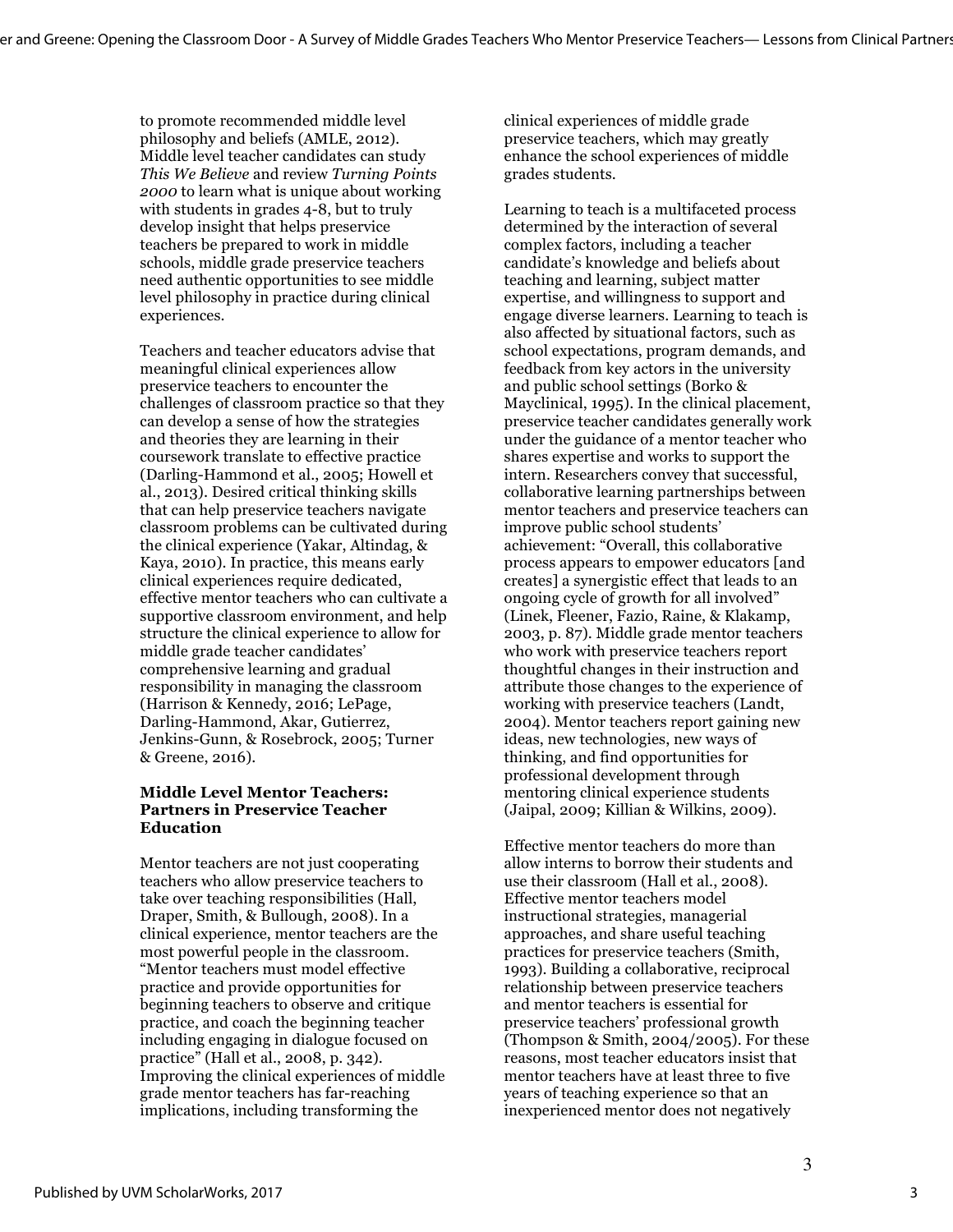to promote recommended middle level philosophy and beliefs (AMLE, 2012). Middle level teacher candidates can study *This We Believe* and review *Turning Points 2000* to learn what is unique about working with students in grades 4-8, but to truly develop insight that helps preservice teachers be prepared to work in middle schools, middle grade preservice teachers need authentic opportunities to see middle level philosophy in practice during clinical experiences.

Teachers and teacher educators advise that meaningful clinical experiences allow preservice teachers to encounter the challenges of classroom practice so that they can develop a sense of how the strategies and theories they are learning in their coursework translate to effective practice (Darling-Hammond et al., 2005; Howell et al., 2013). Desired critical thinking skills that can help preservice teachers navigate classroom problems can be cultivated during the clinical experience (Yakar, Altindag, & Kaya, 2010). In practice, this means early clinical experiences require dedicated, effective mentor teachers who can cultivate a supportive classroom environment, and help structure the clinical experience to allow for middle grade teacher candidates' comprehensive learning and gradual responsibility in managing the classroom (Harrison & Kennedy, 2016; LePage, Darling-Hammond, Akar, Gutierrez, Jenkins-Gunn, & Rosebrock, 2005; Turner & Greene, 2016).

**Middle Level Mentor Teachers: Partners in Preservice Teacher Education**

Mentor teachers are not just cooperating teachers who allow preservice teachers to take over teaching responsibilities (Hall, Draper, Smith, & Bullough, 2008). In a clinical experience, mentor teachers are the most powerful people in the classroom. "Mentor teachers must model effective practice and provide opportunities for beginning teachers to observe and critique practice, and coach the beginning teacher including engaging in dialogue focused on practice" (Hall et al., 2008, p. 342). Improving the clinical experiences of middle grade mentor teachers has far-reaching implications, including transforming the clinical experiences of middle grade preservice teachers, which may greatly enhance the school experiences of middle grades students.

Learning to teach is a multifaceted process determined by the interaction of several complex factors, including a teacher candidate's knowledge and beliefs about teaching and learning, subject matter expertise, and willingness to support and engage diverse learners. Learning to teach is also affected by situational factors, such as school expectations, program demands, and feedback from key actors in the university and public school settings (Borko & Mayclinical, 1995). In the clinical placement, preservice teacher candidates generally work under the guidance of a mentor teacher who shares expertise and works to support the intern. Researchers convey that successful, collaborative learning partnerships between mentor teachers and preservice teachers can improve public school students' achievement: "Overall, this collaborative process appears to empower educators [and creates] a synergistic effect that leads to an ongoing cycle of growth for all involved" (Linek, Fleener, Fazio, Raine, & Klakamp, 2003, p. 87). Middle grade mentor teachers who work with preservice teachers report thoughtful changes in their instruction and attribute those changes to the experience of working with preservice teachers (Landt, 2004). Mentor teachers report gaining new ideas, new technologies, new ways of thinking, and find opportunities for professional development through mentoring clinical experience students (Jaipal, 2009; Killian & Wilkins, 2009).

Effective mentor teachers do more than allow interns to borrow their students and use their classroom (Hall et al., 2008). Effective mentor teachers model instructional strategies, managerial approaches, and share useful teaching practices for preservice teachers (Smith, 1993). Building a collaborative, reciprocal relationship between preservice teachers and mentor teachers is essential for preservice teachers' professional growth (Thompson & Smith, 2004/2005). For these reasons, most teacher educators insist that mentor teachers have at least three to five years of teaching experience so that an inexperienced mentor does not negatively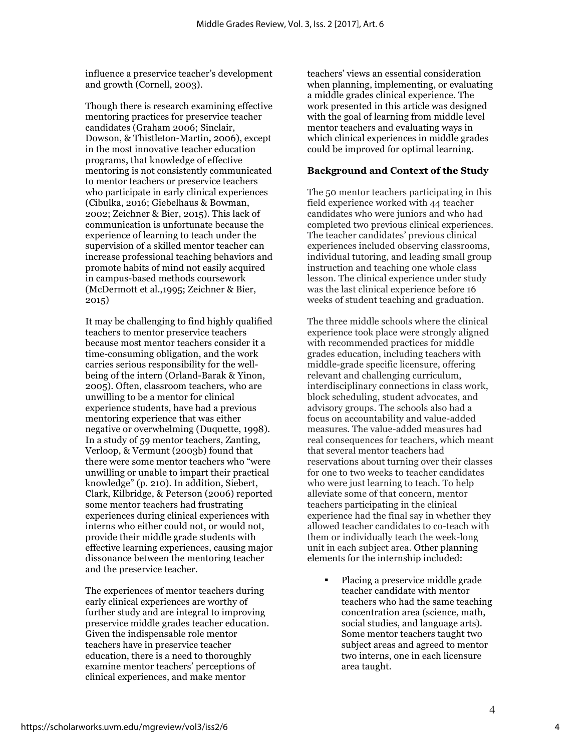influence a preservice teacher's development and growth (Cornell, 2003).

Though there is research examining effective mentoring practices for preservice teacher candidates (Graham 2006; Sinclair, Dowson, & Thistleton-Martin, 2006), except in the most innovative teacher education programs, that knowledge of effective mentoring is not consistently communicated to mentor teachers or preservice teachers who participate in early clinical experiences (Cibulka, 2016; Giebelhaus & Bowman, 2002; Zeichner & Bier, 2015). This lack of communication is unfortunate because the experience of learning to teach under the supervision of a skilled mentor teacher can increase professional teaching behaviors and promote habits of mind not easily acquired in campus-based methods coursework (McDermott et al.,1995; Zeichner & Bier, 2015)

It may be challenging to find highly qualified teachers to mentor preservice teachers because most mentor teachers consider it a time-consuming obligation, and the work carries serious responsibility for the well-being of the intern (Orland-Barak & Yinon, 2005). Often, classroom teachers, who are unwilling to be a mentor for clinical experience students, have had a previous mentoring experience that was either negative or overwhelming (Duquette, 1998). In a study of 59 mentor teachers, Zanting, Verloop, & Vermunt (2003b) found that there were some mentor teachers who "were unwilling or unable to impart their practical knowledge" (p. 210). In addition, Siebert, Clark, Kilbridge, & Peterson (2006) reported some mentor teachers had frustrating experiences during clinical experiences with interns who either could not, or would not, provide their middle grade students with effective learning experiences, causing major dissonance between the mentoring teacher and the preservice teacher.

The experiences of mentor teachers during early clinical experiences are worthy of further study and are integral to improving preservice middle grades teacher education. Given the indispensable role mentor teachers have in preservice teacher education, there is a need to thoroughly examine mentor teachers' perceptions of clinical experiences, and make mentor teachers' views an essential consideration when planning, implementing, or evaluating a middle grades clinical experience. The work presented in this article was designed with the goal of learning from middle level mentor teachers and evaluating ways in which clinical experiences in middle grades could be improved for optimal learning.

**Background and Context of the Study**

The 50 mentor teachers participating in this field experience worked with 44 teacher candidates who were juniors and who had completed two previous clinical experiences. The teacher candidates' previous clinical experiences included observing classrooms, individual tutoring, and leading small group instruction and teaching one whole class lesson. The clinical experience under study was the last clinical experience before 16 weeks of student teaching and graduation.

The three middle schools where the clinical experience took place were strongly aligned with recommended practices for middle grades education, including teachers with middle-grade specific licensure, offering relevant and challenging curriculum, interdisciplinary connections in class work, block scheduling, student advocates, and advisory groups. The schools also had a focus on accountability and value-added measures. The value-added measures had real consequences for teachers, which meant that several mentor teachers had reservations about turning over their classes for one to two weeks to teacher candidates who were just learning to teach. To help alleviate some of that concern, mentor teachers participating in the clinical experience had the final say in whether they allowed teacher candidates to co-teach with them or individually teach the week-long unit in each subject area. Other planning elements for the internship included:

- Placing a preservice middle grade teacher candidate with mentor teachers who had the same teaching concentration area (science, math, social studies, and language arts). Some mentor teachers taught two subject areas and agreed to mentor two interns, one in each licensure area taught.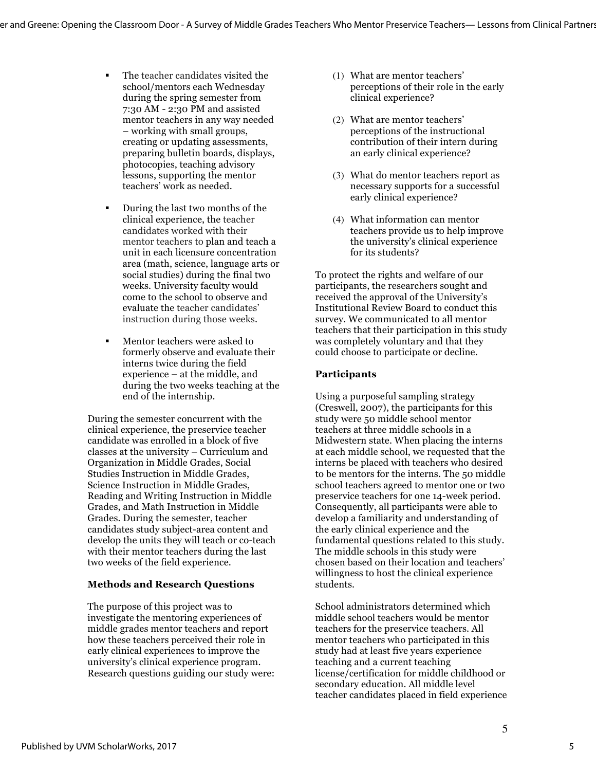- The teacher candidates visited the school/mentors each Wednesday during the spring semester from 7:30 AM - 2:30 PM and assisted mentor teachers in any way needed – working with small groups, creating or updating assessments, preparing bulletin boards, displays, photocopies, teaching advisory lessons, supporting the mentor teachers' work as needed.
- During the last two months of the clinical experience, the teacher candidates worked with their mentor teachers to plan and teach a unit in each licensure concentration area (math, science, language arts or social studies) during the final two weeks. University faculty would come to the school to observe and evaluate the teacher candidates' instruction during those weeks.
- Mentor teachers were asked to formerly observe and evaluate their interns twice during the field experience – at the middle, and during the two weeks teaching at the end of the internship.

During the semester concurrent with the clinical experience, the preservice teacher candidate was enrolled in a block of five classes at the university – Curriculum and Organization in Middle Grades, Social Studies Instruction in Middle Grades, Science Instruction in Middle Grades, Reading and Writing Instruction in Middle Grades, and Math Instruction in Middle Grades. During the semester, teacher candidates study subject-area content and develop the units they will teach or co-teach with their mentor teachers during the last two weeks of the field experience.

**Methods and Research Questions**

The purpose of this project was to investigate the mentoring experiences of middle grades mentor teachers and report how these teachers perceived their role in early clinical experiences to improve the university's clinical experience program. Research questions guiding our study were:

(1) What are mentor teachers' perceptions of their role in the early clinical experience?

(2) What are mentor teachers' perceptions of the instructional contribution of their intern during an early clinical experience?

(3) What do mentor teachers report as necessary supports for a successful early clinical experience?

(4) What information can mentor teachers provide us to help improve the university's clinical experience for its students?

To protect the rights and welfare of our participants, the researchers sought and received the approval of the University's Institutional Review Board to conduct this survey. We communicated to all mentor teachers that their participation in this study was completely voluntary and that they could choose to participate or decline.

**Participants**

Using a purposeful sampling strategy (Creswell, 2007), the participants for this study were 50 middle school mentor teachers at three middle schools in a Midwestern state. When placing the interns at each middle school, we requested that the interns be placed with teachers who desired to be mentors for the interns. The 50 middle school teachers agreed to mentor one or two preservice teachers for one 14-week period. Consequently, all participants were able to develop a familiarity and understanding of the early clinical experience and the fundamental questions related to this study. The middle schools in this study were chosen based on their location and teachers' willingness to host the clinical experience students.

School administrators determined which middle school teachers would be mentor teachers for the preservice teachers. All mentor teachers who participated in this study had at least five years experience teaching and a current teaching license/certification for middle childhood or secondary education. All middle level teacher candidates placed in field experience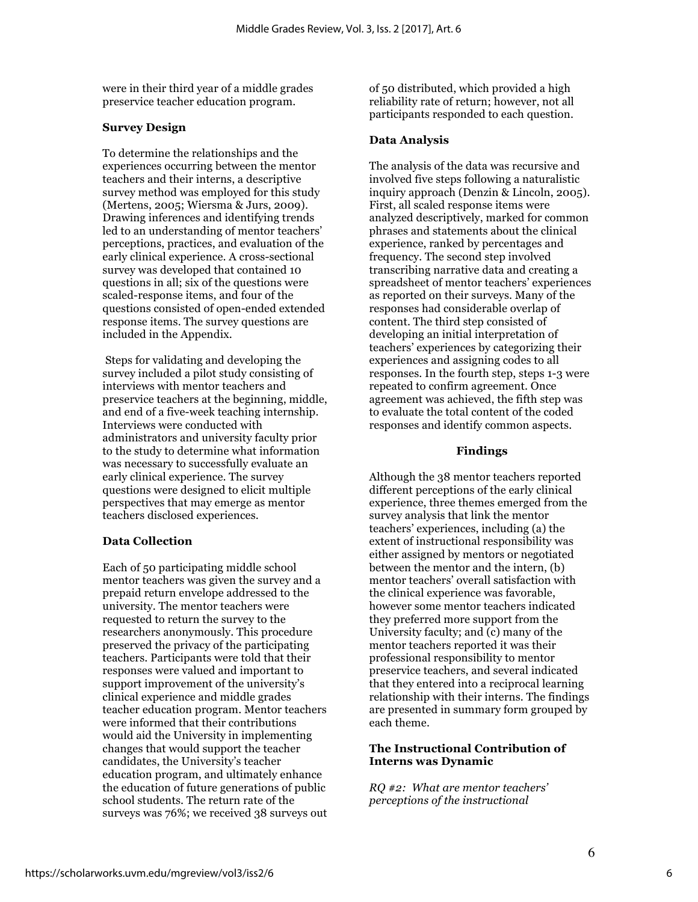were in their third year of a middle grades preservice teacher education program.

**Survey Design**

To determine the relationships and the experiences occurring between the mentor teachers and their interns, a descriptive survey method was employed for this study (Mertens, 2005; Wiersma & Jurs, 2009). Drawing inferences and identifying trends led to an understanding of mentor teachers' perceptions, practices, and evaluation of the early clinical experience. A cross-sectional survey was developed that contained 10 questions in all; six of the questions were scaled-response items, and four of the questions consisted of open-ended extended response items. The survey questions are included in the Appendix.

Steps for validating and developing the survey included a pilot study consisting of interviews with mentor teachers and preservice teachers at the beginning, middle, and end of a five-week teaching internship. Interviews were conducted with administrators and university faculty prior to the study to determine what information was necessary to successfully evaluate an early clinical experience. The survey questions were designed to elicit multiple perspectives that may emerge as mentor teachers disclosed experiences.

**Data Collection**

Each of 50 participating middle school mentor teachers was given the survey and a prepaid return envelope addressed to the university. The mentor teachers were requested to return the survey to the researchers anonymously. This procedure preserved the privacy of the participating teachers. Participants were told that their responses were valued and important to support improvement of the university's clinical experience and middle grades teacher education program. Mentor teachers were informed that their contributions would aid the University in implementing changes that would support the teacher candidates, the University's teacher education program, and ultimately enhance the education of future generations of public school students. The return rate of the surveys was 76%; we received 38 surveys out of 50 distributed, which provided a high reliability rate of return; however, not all participants responded to each question.

**Data Analysis**

The analysis of the data was recursive and involved five steps following a naturalistic inquiry approach (Denzin & Lincoln, 2005). First, all scaled response items were analyzed descriptively, marked for common phrases and statements about the clinical experience, ranked by percentages and frequency. The second step involved transcribing narrative data and creating a spreadsheet of mentor teachers' experiences as reported on their surveys. Many of the responses had considerable overlap of content. The third step consisted of developing an initial interpretation of teachers' experiences by categorizing their experiences and assigning codes to all responses. In the fourth step, steps 1-3 were repeated to confirm agreement. Once agreement was achieved, the fifth step was to evaluate the total content of the coded responses and identify common aspects.

## Findings

Although the 38 mentor teachers reported different perceptions of the early clinical experience, three themes emerged from the survey analysis that link the mentor teachers' experiences, including (a) the extent of instructional responsibility was either assigned by mentors or negotiated between the mentor and the intern, (b) mentor teachers' overall satisfaction with the clinical experience was favorable, however some mentor teachers indicated they preferred more support from the University faculty; and (c) many of the mentor teachers reported it was their professional responsibility to mentor preservice teachers, and several indicated that they entered into a reciprocal learning relationship with their interns. The findings are presented in summary form grouped by each theme.

**The Instructional Contribution of Interns was Dynamic**

*RQ #2: What are mentor teachers' perceptions of the instructional*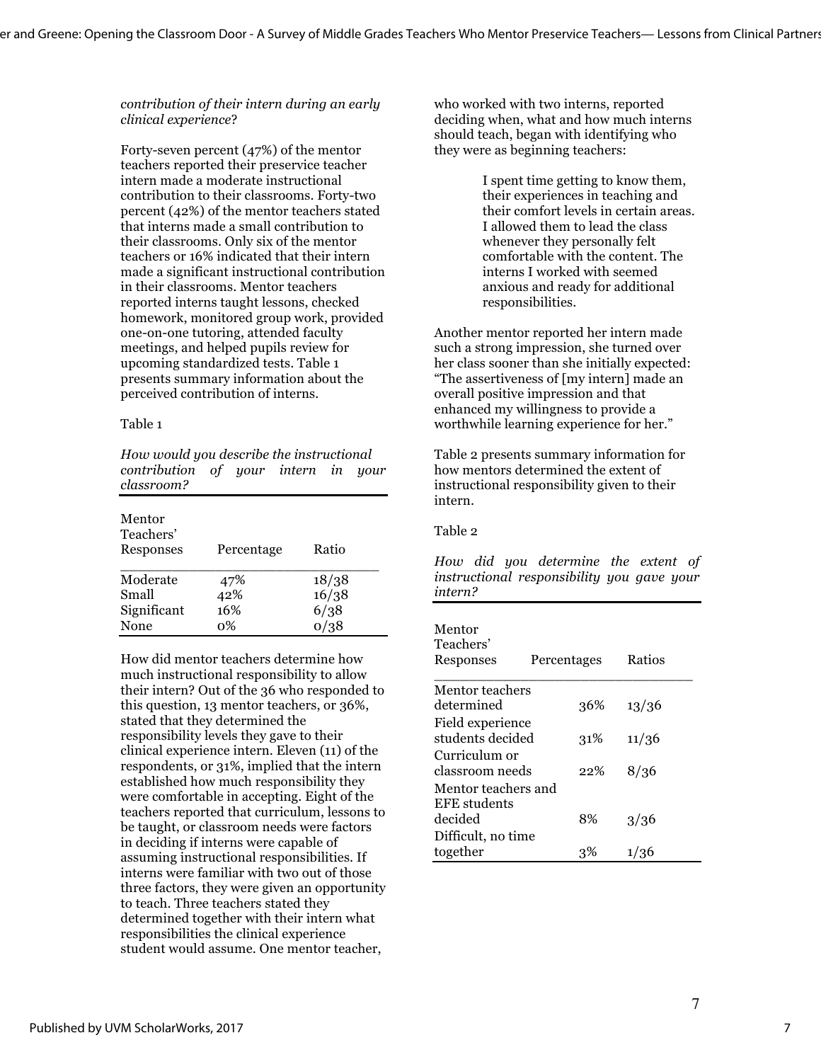*contribution of their intern during an early clinical experience*?

Forty-seven percent (47%) of the mentor teachers reported their preservice teacher intern made a moderate instructional contribution to their classrooms. Forty-two percent (42%) of the mentor teachers stated that interns made a small contribution to their classrooms. Only six of the mentor teachers or 16% indicated that their intern made a significant instructional contribution in their classrooms. Mentor teachers reported interns taught lessons, checked homework, monitored group work, provided one-on-one tutoring, attended faculty meetings, and helped pupils review for upcoming standardized tests. Table 1 presents summary information about the perceived contribution of interns.

Table 1

*How would you describe the instructional contribution of your intern in your classroom?*

| Mentor Teachers' Responses | Percentage | Ratio |
|---|---|---|
| Moderate | 47% | 18/38 |
| Small | 42% | 16/38 |
| Significant | 16% | 6/38 |
| None | 0% | 0/38 |

How did mentor teachers determine how much instructional responsibility to allow their intern? Out of the 36 who responded to this question, 13 mentor teachers, or 36%, stated that they determined the responsibility levels they gave to their clinical experience intern. Eleven (11) of the respondents, or 31%, implied that the intern established how much responsibility they were comfortable in accepting. Eight of the teachers reported that curriculum, lessons to be taught, or classroom needs were factors in deciding if interns were capable of assuming instructional responsibilities. If interns were familiar with two out of those three factors, they were given an opportunity to teach. Three teachers stated they determined together with their intern what responsibilities the clinical experience student would assume. One mentor teacher, who worked with two interns, reported deciding when, what and how much interns should teach, began with identifying who they were as beginning teachers:

> I spent time getting to know them, their experiences in teaching and their comfort levels in certain areas. I allowed them to lead the class whenever they personally felt comfortable with the content. The interns I worked with seemed anxious and ready for additional responsibilities.

Another mentor reported her intern made such a strong impression, she turned over her class sooner than she initially expected: "The assertiveness of [my intern] made an overall positive impression and that enhanced my willingness to provide a worthwhile learning experience for her."

Table 2 presents summary information for how mentors determined the extent of instructional responsibility given to their intern.

Table 2

*How did you determine the extent of instructional responsibility you gave your intern?*

| Mentor Teachers' Responses | Percentages | Ratios |
|---|---|---|
| Mentor teachers determined | 36% | 13/36 |
| Field experience students decided | 31% | 11/36 |
| Curriculum or classroom needs | 22% | 8/36 |
| Mentor teachers and EFE students decided | 8% | 3/36 |
| Difficult, no time together | 3% | 1/36 |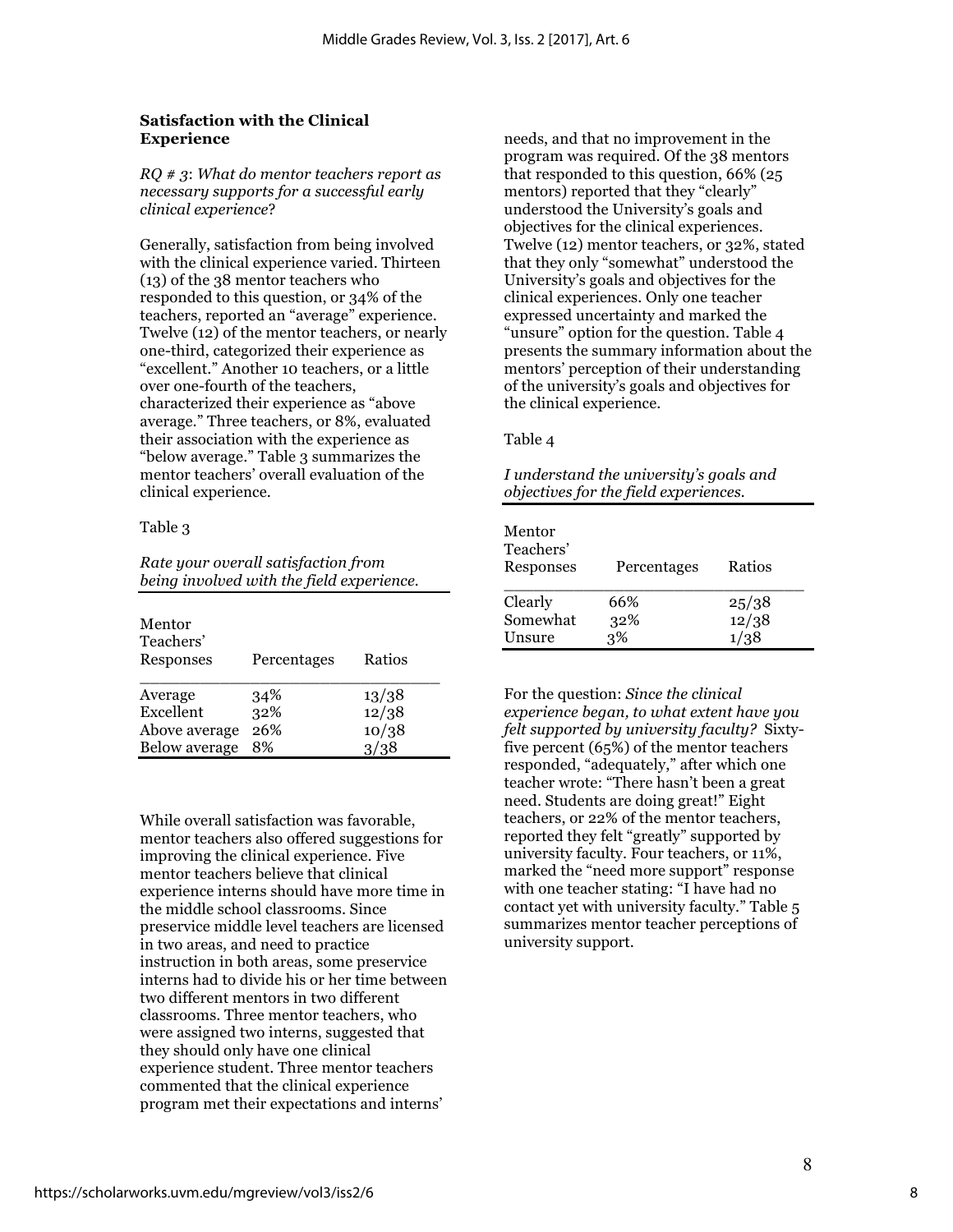### Satisfaction with the Clinical Experience

*RQ # 3*: *What do mentor teachers report as necessary supports for a successful early clinical experience*?

Generally, satisfaction from being involved with the clinical experience varied. Thirteen (13) of the 38 mentor teachers who responded to this question, or 34% of the teachers, reported an "average" experience. Twelve (12) of the mentor teachers, or nearly one-third, categorized their experience as "excellent." Another 10 teachers, or a little over one-fourth of the teachers, characterized their experience as "above average." Three teachers, or 8%, evaluated their association with the experience as "below average." Table 3 summarizes the mentor teachers' overall evaluation of the clinical experience.

Table 3

*Rate your overall satisfaction from being involved with the field experience.*

| Mentor Teachers' Responses | Percentages | Ratios |
|---|---|---|
| Average | 34% | 13/38 |
| Excellent | 32% | 12/38 |
| Above average | 26% | 10/38 |
| Below average | 8% | 3/38 |

While overall satisfaction was favorable, mentor teachers also offered suggestions for improving the clinical experience. Five mentor teachers believe that clinical experience interns should have more time in the middle school classrooms. Since preservice middle level teachers are licensed in two areas, and need to practice instruction in both areas, some preservice interns had to divide his or her time between two different mentors in two different classrooms. Three mentor teachers, who were assigned two interns, suggested that they should only have one clinical experience student. Three mentor teachers commented that the clinical experience program met their expectations and interns' needs, and that no improvement in the program was required. Of the 38 mentors that responded to this question, 66% (25 mentors) reported that they "clearly" understood the University's goals and objectives for the clinical experiences. Twelve (12) mentor teachers, or 32%, stated that they only "somewhat" understood the University's goals and objectives for the clinical experiences. Only one teacher expressed uncertainty and marked the "unsure" option for the question. Table 4 presents the summary information about the mentors' perception of their understanding of the university's goals and objectives for the clinical experience.

Table 4

*I understand the university's goals and objectives for the field experiences.*

| Mentor Teachers' Responses | Percentages | Ratios |
|---|---|---|
| Clearly | 66% | 25/38 |
| Somewhat | 32% | 12/38 |
| Unsure | 3% | 1/38 |

For the question: *Since the clinical experience began, to what extent have you felt supported by university faculty?* Sixty-five percent (65%) of the mentor teachers responded, "adequately," after which one teacher wrote: "There hasn't been a great need. Students are doing great!" Eight teachers, or 22% of the mentor teachers, reported they felt "greatly" supported by university faculty. Four teachers, or 11%, marked the "need more support" response with one teacher stating: "I have had no contact yet with university faculty." Table 5 summarizes mentor teacher perceptions of university support.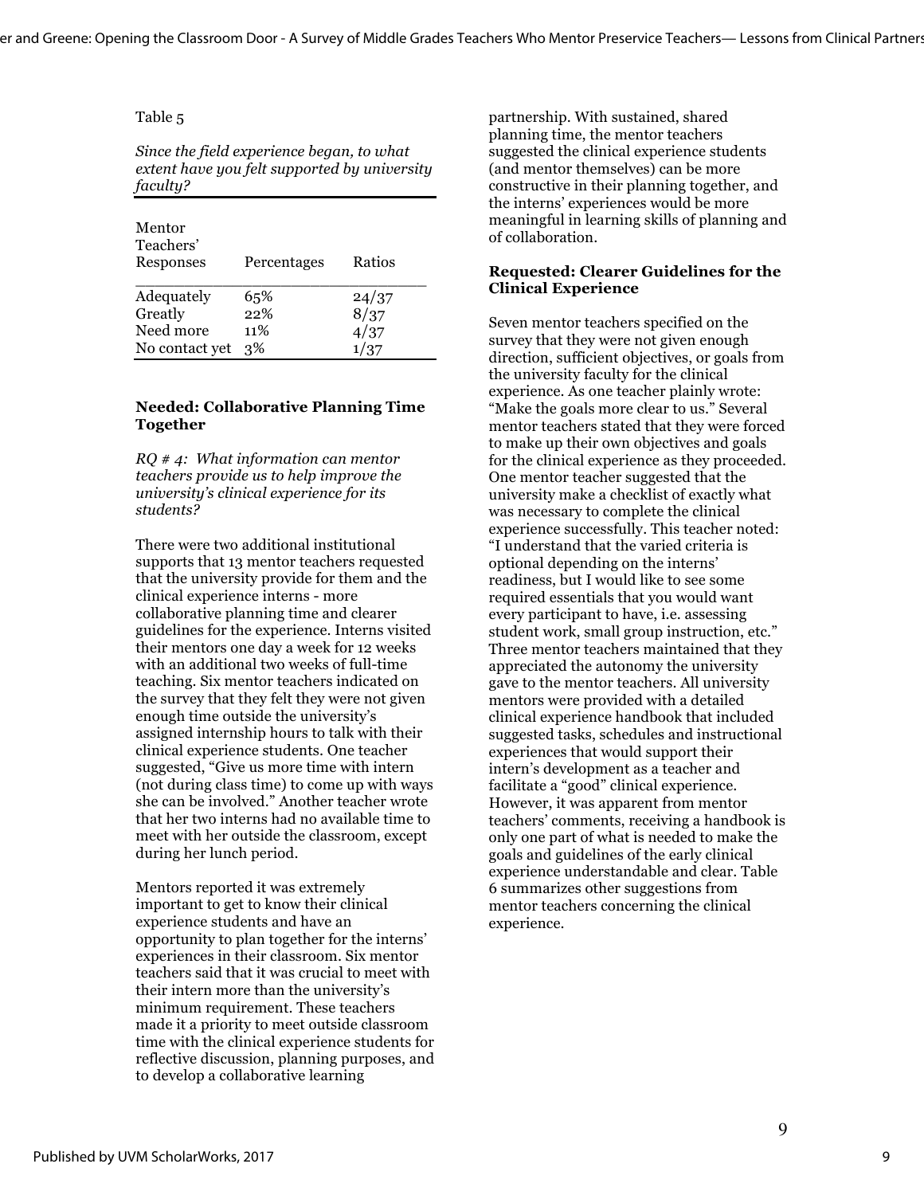Table 5

*Since the field experience began, to what extent have you felt supported by university faculty?*

| Mentor Teachers' Responses | Percentages | Ratios |
|---|---|---|
| Adequately | 65% | 24/37 |
| Greatly | 22% | 8/37 |
| Need more | 11% | 4/37 |
| No contact yet | 3% | 1/37 |

### Needed: Collaborative Planning Time Together

*RQ # 4: What information can mentor teachers provide us to help improve the university's clinical experience for its students?*

There were two additional institutional supports that 13 mentor teachers requested that the university provide for them and the clinical experience interns - more collaborative planning time and clearer guidelines for the experience. Interns visited their mentors one day a week for 12 weeks with an additional two weeks of full-time teaching. Six mentor teachers indicated on the survey that they felt they were not given enough time outside the university's assigned internship hours to talk with their clinical experience students. One teacher suggested, "Give us more time with intern (not during class time) to come up with ways she can be involved." Another teacher wrote that her two interns had no available time to meet with her outside the classroom, except during her lunch period.

Mentors reported it was extremely important to get to know their clinical experience students and have an opportunity to plan together for the interns' experiences in their classroom. Six mentor teachers said that it was crucial to meet with their intern more than the university's minimum requirement. These teachers made it a priority to meet outside classroom time with the clinical experience students for reflective discussion, planning purposes, and to develop a collaborative learning partnership. With sustained, shared planning time, the mentor teachers suggested the clinical experience students (and mentor themselves) can be more constructive in their planning together, and the interns' experiences would be more meaningful in learning skills of planning and of collaboration.

### Requested: Clearer Guidelines for the Clinical Experience

Seven mentor teachers specified on the survey that they were not given enough direction, sufficient objectives, or goals from the university faculty for the clinical experience. As one teacher plainly wrote: "Make the goals more clear to us." Several mentor teachers stated that they were forced to make up their own objectives and goals for the clinical experience as they proceeded. One mentor teacher suggested that the university make a checklist of exactly what was necessary to complete the clinical experience successfully. This teacher noted: "I understand that the varied criteria is optional depending on the interns' readiness, but I would like to see some required essentials that you would want every participant to have, i.e. assessing student work, small group instruction, etc." Three mentor teachers maintained that they appreciated the autonomy the university gave to the mentor teachers. All university mentors were provided with a detailed clinical experience handbook that included suggested tasks, schedules and instructional experiences that would support their intern's development as a teacher and facilitate a "good" clinical experience. However, it was apparent from mentor teachers' comments, receiving a handbook is only one part of what is needed to make the goals and guidelines of the early clinical experience understandable and clear. Table 6 summarizes other suggestions from mentor teachers concerning the clinical experience.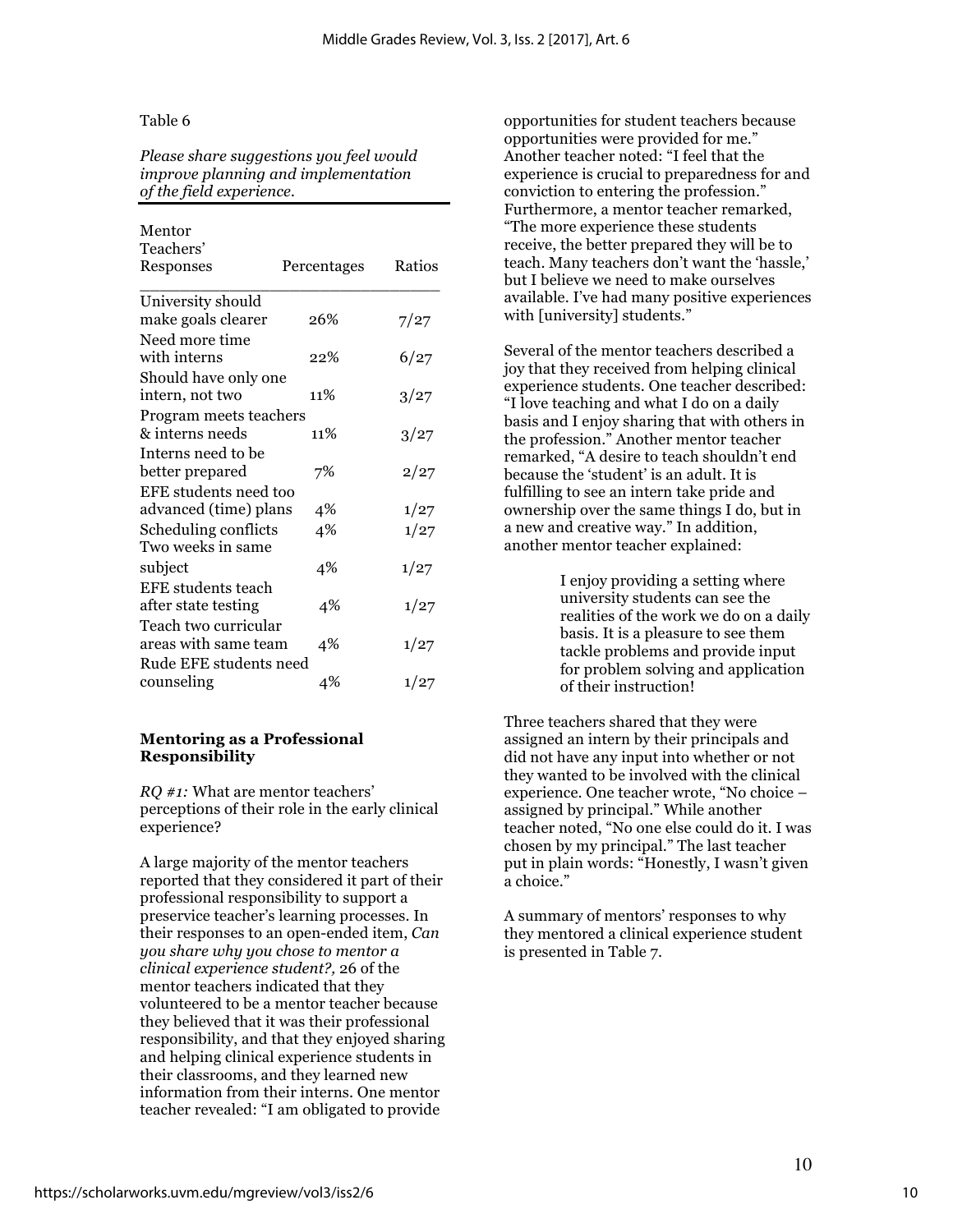Table 6

*Please share suggestions you feel would improve planning and implementation of the field experience.*

| Mentor Teachers' Responses | Percentages | Ratios |
|---|---|---|
| University should make goals clearer | 26% | 7/27 |
| Need more time with interns | 22% | 6/27 |
| Should have only one intern, not two | 11% | 3/27 |
| Program meets teachers & interns needs | 11% | 3/27 |
| Interns need to be better prepared | 7% | 2/27 |
| EFE students need too advanced (time) plans | 4% | 1/27 |
| Scheduling conflicts | 4% | 1/27 |
| Two weeks in same subject | 4% | 1/27 |
| EFE students teach after state testing | 4% | 1/27 |
| Teach two curricular areas with same team | 4% | 1/27 |
| Rude EFE students need counseling | 4% | 1/27 |

### Mentoring as a Professional Responsibility

*RQ #1:* What are mentor teachers' perceptions of their role in the early clinical experience?

A large majority of the mentor teachers reported that they considered it part of their professional responsibility to support a preservice teacher's learning processes. In their responses to an open-ended item, *Can you share why you chose to mentor a clinical experience student?,* 26 of the mentor teachers indicated that they volunteered to be a mentor teacher because they believed that it was their professional responsibility, and that they enjoyed sharing and helping clinical experience students in their classrooms, and they learned new information from their interns. One mentor teacher revealed: "I am obligated to provide opportunities for student teachers because opportunities were provided for me." Another teacher noted: "I feel that the experience is crucial to preparedness for and conviction to entering the profession." Furthermore, a mentor teacher remarked, "The more experience these students receive, the better prepared they will be to teach. Many teachers don't want the 'hassle,' but I believe we need to make ourselves available. I've had many positive experiences with [university] students."

Several of the mentor teachers described a joy that they received from helping clinical experience students. One teacher described: "I love teaching and what I do on a daily basis and I enjoy sharing that with others in the profession." Another mentor teacher remarked, "A desire to teach shouldn't end because the 'student' is an adult. It is fulfilling to see an intern take pride and ownership over the same things I do, but in a new and creative way." In addition, another mentor teacher explained:

> I enjoy providing a setting where university students can see the realities of the work we do on a daily basis. It is a pleasure to see them tackle problems and provide input for problem solving and application of their instruction!

Three teachers shared that they were assigned an intern by their principals and did not have any input into whether or not they wanted to be involved with the clinical experience. One teacher wrote, "No choice – assigned by principal." While another teacher noted, "No one else could do it. I was chosen by my principal." The last teacher put in plain words: "Honestly, I wasn't given a choice."

A summary of mentors' responses to why they mentored a clinical experience student is presented in Table 7.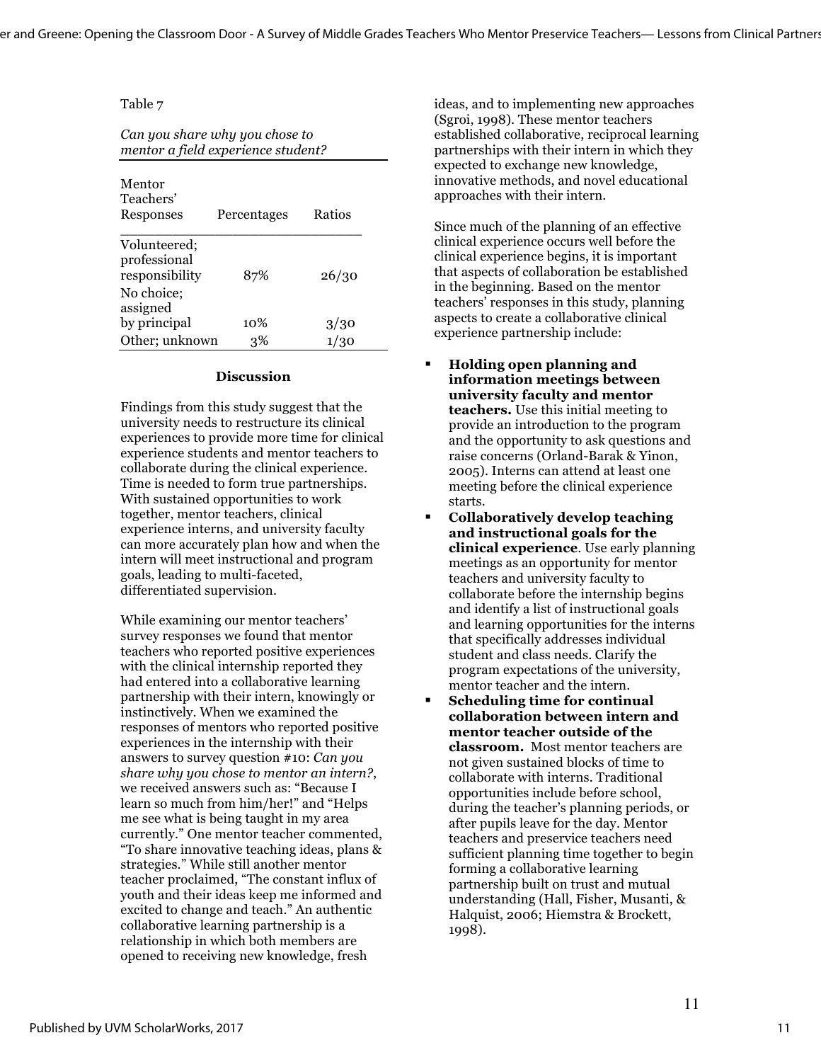Table 7

*Can you share why you chose to mentor a field experience student?*

| Mentor Teachers' Responses | Percentages | Ratios |
|---|---|---|
| Volunteered; professional responsibility | 87% | 26/30 |
| No choice; assigned by principal | 10% | 3/30 |
| Other; unknown | 3% | 1/30 |

## Discussion

Findings from this study suggest that the university needs to restructure its clinical experiences to provide more time for clinical experience students and mentor teachers to collaborate during the clinical experience. Time is needed to form true partnerships. With sustained opportunities to work together, mentor teachers, clinical experience interns, and university faculty can more accurately plan how and when the intern will meet instructional and program goals, leading to multi-faceted, differentiated supervision.

While examining our mentor teachers' survey responses we found that mentor teachers who reported positive experiences with the clinical internship reported they had entered into a collaborative learning partnership with their intern, knowingly or instinctively. When we examined the responses of mentors who reported positive experiences in the internship with their answers to survey question #10: *Can you share why you chose to mentor an intern?*, we received answers such as: "Because I learn so much from him/her!" and "Helps me see what is being taught in my area currently." One mentor teacher commented, "To share innovative teaching ideas, plans & strategies." While still another mentor teacher proclaimed, "The constant influx of youth and their ideas keep me informed and excited to change and teach." An authentic collaborative learning partnership is a relationship in which both members are opened to receiving new knowledge, fresh ideas, and to implementing new approaches (Sgroi, 1998). These mentor teachers established collaborative, reciprocal learning partnerships with their intern in which they expected to exchange new knowledge, innovative methods, and novel educational approaches with their intern.

Since much of the planning of an effective clinical experience occurs well before the clinical experience begins, it is important that aspects of collaboration be established in the beginning. Based on the mentor teachers' responses in this study, planning aspects to create a collaborative clinical experience partnership include:

- **Holding open planning and information meetings between university faculty and mentor teachers.** Use this initial meeting to provide an introduction to the program and the opportunity to ask questions and raise concerns (Orland-Barak & Yinon, 2005). Interns can attend at least one meeting before the clinical experience starts.
- **Collaboratively develop teaching and instructional goals for the clinical experience**. Use early planning meetings as an opportunity for mentor teachers and university faculty to collaborate before the internship begins and identify a list of instructional goals and learning opportunities for the interns that specifically addresses individual student and class needs. Clarify the program expectations of the university, mentor teacher and the intern.
- **Scheduling time for continual collaboration between intern and mentor teacher outside of the classroom.** Most mentor teachers are not given sustained blocks of time to collaborate with interns. Traditional opportunities include before school, during the teacher's planning periods, or after pupils leave for the day. Mentor teachers and preservice teachers need sufficient planning time together to begin forming a collaborative learning partnership built on trust and mutual understanding (Hall, Fisher, Musanti, & Halquist, 2006; Hiemstra & Brockett, 1998).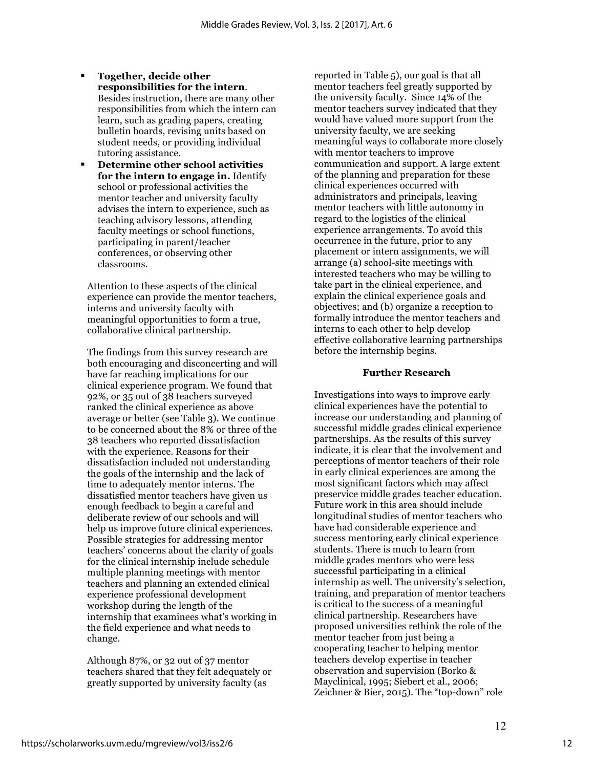- **Together, decide other responsibilities for the intern**. Besides instruction, there are many other responsibilities from which the intern can learn, such as grading papers, creating bulletin boards, revising units based on student needs, or providing individual tutoring assistance.
- **Determine other school activities for the intern to engage in.** Identify school or professional activities the mentor teacher and university faculty advises the intern to experience, such as teaching advisory lessons, attending faculty meetings or school functions, participating in parent/teacher conferences, or observing other classrooms.

Attention to these aspects of the clinical experience can provide the mentor teachers, interns and university faculty with meaningful opportunities to form a true, collaborative clinical partnership.

The findings from this survey research are both encouraging and disconcerting and will have far reaching implications for our clinical experience program. We found that 92%, or 35 out of 38 teachers surveyed ranked the clinical experience as above average or better (see Table 3). We continue to be concerned about the 8% or three of the 38 teachers who reported dissatisfaction with the experience. Reasons for their dissatisfaction included not understanding the goals of the internship and the lack of time to adequately mentor interns. The dissatisfied mentor teachers have given us enough feedback to begin a careful and deliberate review of our schools and will help us improve future clinical experiences. Possible strategies for addressing mentor teachers' concerns about the clarity of goals for the clinical internship include schedule multiple planning meetings with mentor teachers and planning an extended clinical experience professional development workshop during the length of the internship that examinees what's working in the field experience and what needs to change.

Although 87%, or 32 out of 37 mentor teachers shared that they felt adequately or greatly supported by university faculty (as reported in Table 5), our goal is that all mentor teachers feel greatly supported by the university faculty. Since 14% of the mentor teachers survey indicated that they would have valued more support from the university faculty, we are seeking meaningful ways to collaborate more closely with mentor teachers to improve communication and support. A large extent of the planning and preparation for these clinical experiences occurred with administrators and principals, leaving mentor teachers with little autonomy in regard to the logistics of the clinical experience arrangements. To avoid this occurrence in the future, prior to any placement or intern assignments, we will arrange (a) school-site meetings with interested teachers who may be willing to take part in the clinical experience, and explain the clinical experience goals and objectives; and (b) organize a reception to formally introduce the mentor teachers and interns to each other to help develop effective collaborative learning partnerships before the internship begins.

## Further Research

Investigations into ways to improve early clinical experiences have the potential to increase our understanding and planning of successful middle grades clinical experience partnerships. As the results of this survey indicate, it is clear that the involvement and perceptions of mentor teachers of their role in early clinical experiences are among the most significant factors which may affect preservice middle grades teacher education. Future work in this area should include longitudinal studies of mentor teachers who have had considerable experience and success mentoring early clinical experience students. There is much to learn from middle grades mentors who were less successful participating in a clinical internship as well. The university's selection, training, and preparation of mentor teachers is critical to the success of a meaningful clinical partnership. Researchers have proposed universities rethink the role of the mentor teacher from just being a cooperating teacher to helping mentor teachers develop expertise in teacher observation and supervision (Borko & Mayclinical, 1995; Siebert et al., 2006; Zeichner & Bier, 2015). The "top-down" role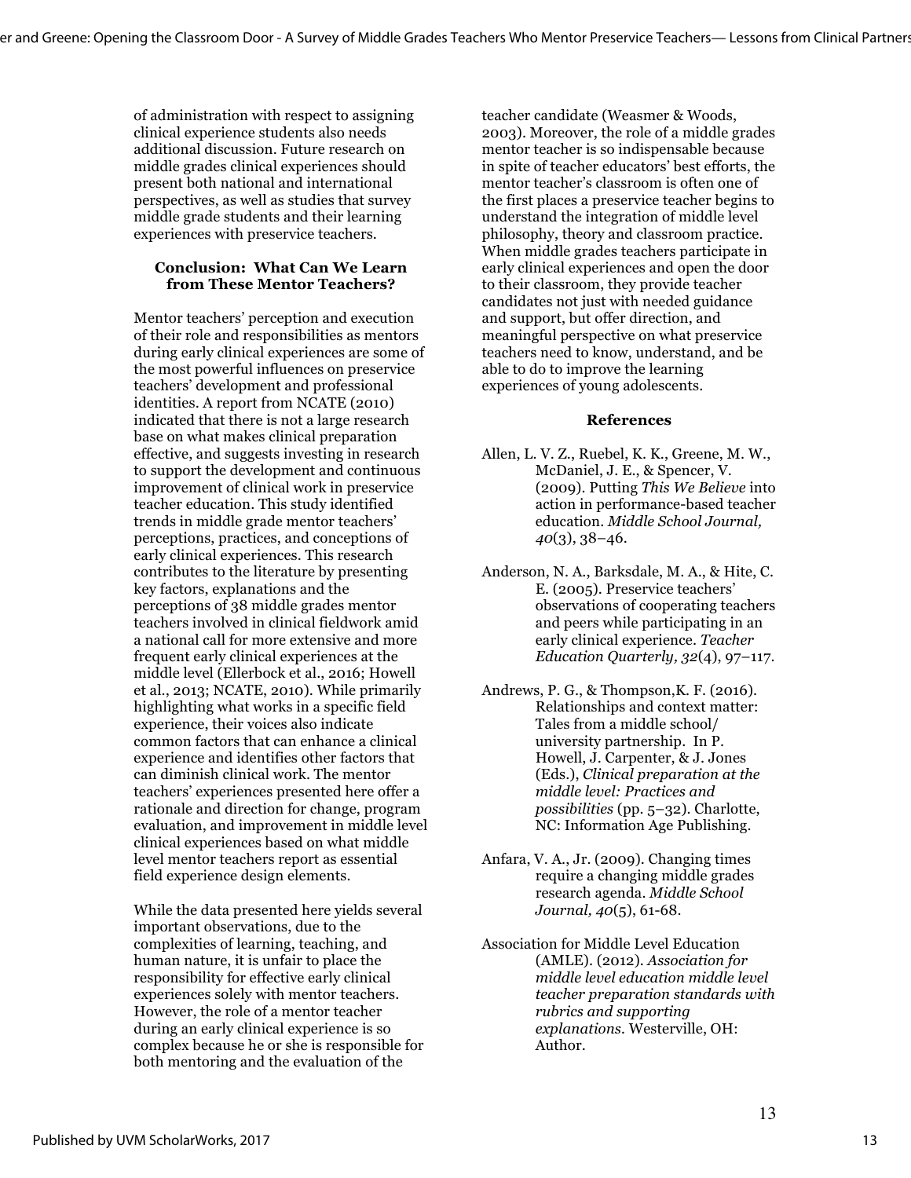of administration with respect to assigning clinical experience students also needs additional discussion. Future research on middle grades clinical experiences should present both national and international perspectives, as well as studies that survey middle grade students and their learning experiences with preservice teachers.

### Conclusion: What Can We Learn from These Mentor Teachers?

Mentor teachers' perception and execution of their role and responsibilities as mentors during early clinical experiences are some of the most powerful influences on preservice teachers' development and professional identities. A report from NCATE (2010) indicated that there is not a large research base on what makes clinical preparation effective, and suggests investing in research to support the development and continuous improvement of clinical work in preservice teacher education. This study identified trends in middle grade mentor teachers' perceptions, practices, and conceptions of early clinical experiences. This research contributes to the literature by presenting key factors, explanations and the perceptions of 38 middle grades mentor teachers involved in clinical fieldwork amid a national call for more extensive and more frequent early clinical experiences at the middle level (Ellerbock et al., 2016; Howell et al., 2013; NCATE, 2010). While primarily highlighting what works in a specific field experience, their voices also indicate common factors that can enhance a clinical experience and identifies other factors that can diminish clinical work. The mentor teachers' experiences presented here offer a rationale and direction for change, program evaluation, and improvement in middle level clinical experiences based on what middle level mentor teachers report as essential field experience design elements.

While the data presented here yields several important observations, due to the complexities of learning, teaching, and human nature, it is unfair to place the responsibility for effective early clinical experiences solely with mentor teachers. However, the role of a mentor teacher during an early clinical experience is so complex because he or she is responsible for both mentoring and the evaluation of the teacher candidate (Weasmer & Woods, 2003). Moreover, the role of a middle grades mentor teacher is so indispensable because in spite of teacher educators' best efforts, the mentor teacher's classroom is often one of the first places a preservice teacher begins to understand the integration of middle level philosophy, theory and classroom practice. When middle grades teachers participate in early clinical experiences and open the door to their classroom, they provide teacher candidates not just with needed guidance and support, but offer direction, and meaningful perspective on what preservice teachers need to know, understand, and be able to do to improve the learning experiences of young adolescents.

### References

Allen, L. V. Z., Ruebel, K. K., Greene, M. W., McDaniel, J. E., & Spencer, V. (2009). Putting *This We Believe* into action in performance-based teacher education. *Middle School Journal, 40*(3), 38–46.

Anderson, N. A., Barksdale, M. A., & Hite, C. E. (2005). Preservice teachers' observations of cooperating teachers and peers while participating in an early clinical experience. *Teacher Education Quarterly, 32*(4), 97–117.

Andrews, P. G., & Thompson,K. F. (2016). Relationships and context matter: Tales from a middle school/ university partnership. In P. Howell, J. Carpenter, & J. Jones (Eds.), *Clinical preparation at the middle level: Practices and possibilities* (pp. 5–32). Charlotte, NC: Information Age Publishing.

Anfara, V. A., Jr. (2009). Changing times require a changing middle grades research agenda. *Middle School Journal, 40*(5), 61-68.

Association for Middle Level Education (AMLE). (2012). *Association for middle level education middle level teacher preparation standards with rubrics and supporting explanations*. Westerville, OH: Author.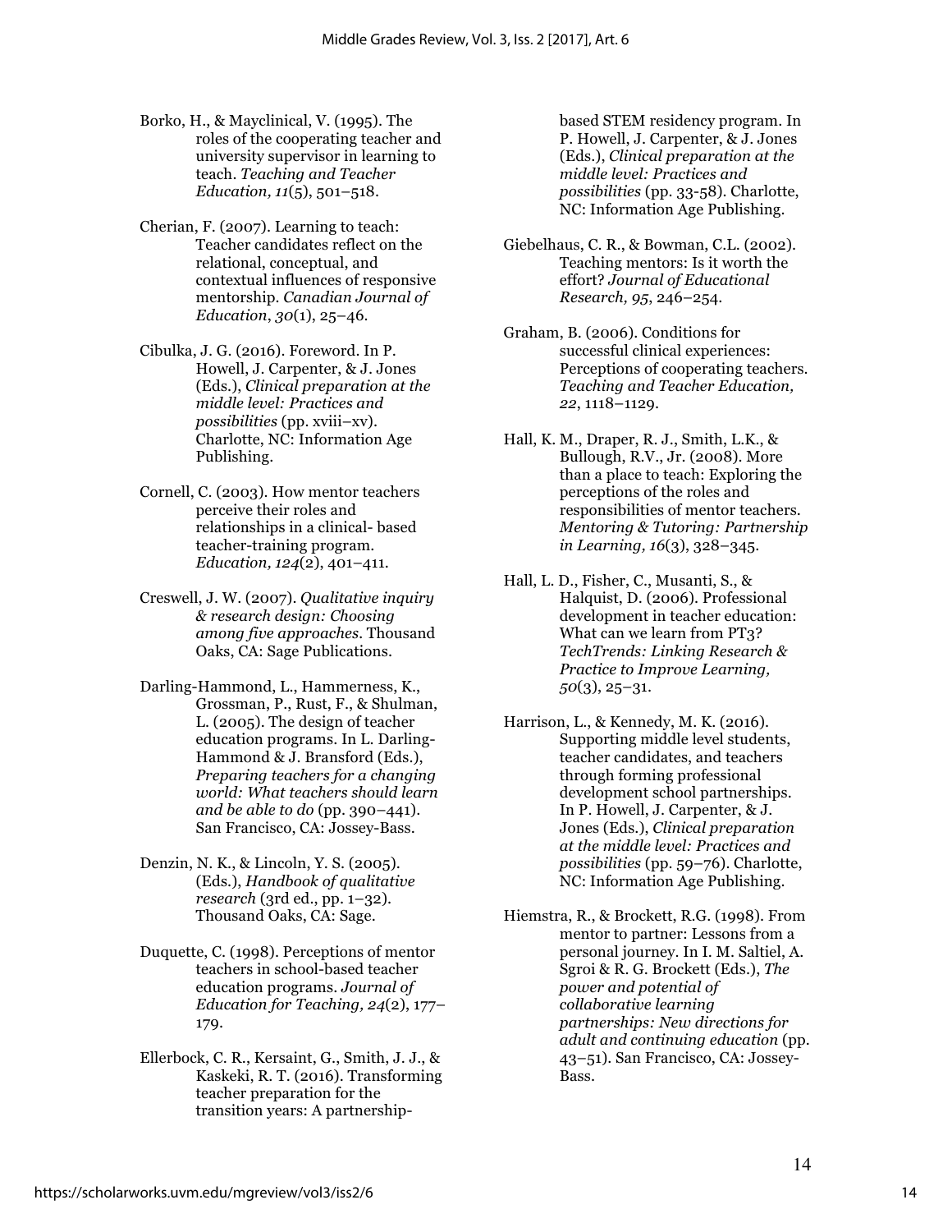Borko, H., & Mayclinical, V. (1995). The roles of the cooperating teacher and university supervisor in learning to teach. *Teaching and Teacher Education, 11*(5), 501–518.

Cherian, F. (2007). Learning to teach: Teacher candidates reflect on the relational, conceptual, and contextual influences of responsive mentorship. *Canadian Journal of Education*, *30*(1), 25–46.

Cibulka, J. G. (2016). Foreword. In P. Howell, J. Carpenter, & J. Jones (Eds.), *Clinical preparation at the middle level: Practices and possibilities* (pp. xviii–xv). Charlotte, NC: Information Age Publishing.

Cornell, C. (2003). How mentor teachers perceive their roles and relationships in a clinical- based teacher-training program. *Education, 124*(2), 401–411.

Creswell, J. W. (2007). *Qualitative inquiry & research design: Choosing among five approaches*. Thousand Oaks, CA: Sage Publications.

Darling-Hammond, L., Hammerness, K., Grossman, P., Rust, F., & Shulman, L. (2005). The design of teacher education programs. In L. Darling-Hammond & J. Bransford (Eds.), *Preparing teachers for a changing world: What teachers should learn and be able to do* (pp. 390–441). San Francisco, CA: Jossey-Bass.

Denzin, N. K., & Lincoln, Y. S. (2005). (Eds.), *Handbook of qualitative research* (3rd ed., pp. 1–32). Thousand Oaks, CA: Sage.

Duquette, C. (1998). Perceptions of mentor teachers in school-based teacher education programs. *Journal of Education for Teaching, 24*(2), 177–179.

Ellerbock, C. R., Kersaint, G., Smith, J. J., & Kaskeki, R. T. (2016). Transforming teacher preparation for the transition years: A partnership-based STEM residency program. In P. Howell, J. Carpenter, & J. Jones (Eds.), *Clinical preparation at the middle level: Practices and possibilities* (pp. 33-58). Charlotte, NC: Information Age Publishing.

Giebelhaus, C. R., & Bowman, C.L. (2002). Teaching mentors: Is it worth the effort? *Journal of Educational Research, 95*, 246–254.

Graham, B. (2006). Conditions for successful clinical experiences: Perceptions of cooperating teachers. *Teaching and Teacher Education, 22*, 1118–1129.

Hall, K. M., Draper, R. J., Smith, L.K., & Bullough, R.V., Jr. (2008). More than a place to teach: Exploring the perceptions of the roles and responsibilities of mentor teachers. *Mentoring & Tutoring: Partnership in Learning, 16*(3), 328–345.

Hall, L. D., Fisher, C., Musanti, S., & Halquist, D. (2006). Professional development in teacher education: What can we learn from PT3? *TechTrends: Linking Research & Practice to Improve Learning, 50*(3), 25–31.

Harrison, L., & Kennedy, M. K. (2016). Supporting middle level students, teacher candidates, and teachers through forming professional development school partnerships. In P. Howell, J. Carpenter, & J. Jones (Eds.), *Clinical preparation at the middle level: Practices and possibilities* (pp. 59–76). Charlotte, NC: Information Age Publishing.

Hiemstra, R., & Brockett, R.G. (1998). From mentor to partner: Lessons from a personal journey. In I. M. Saltiel, A. Sgroi & R. G. Brockett (Eds.), *The power and potential of collaborative learning partnerships: New directions for adult and continuing education* (pp. 43–51). San Francisco, CA: Jossey-Bass.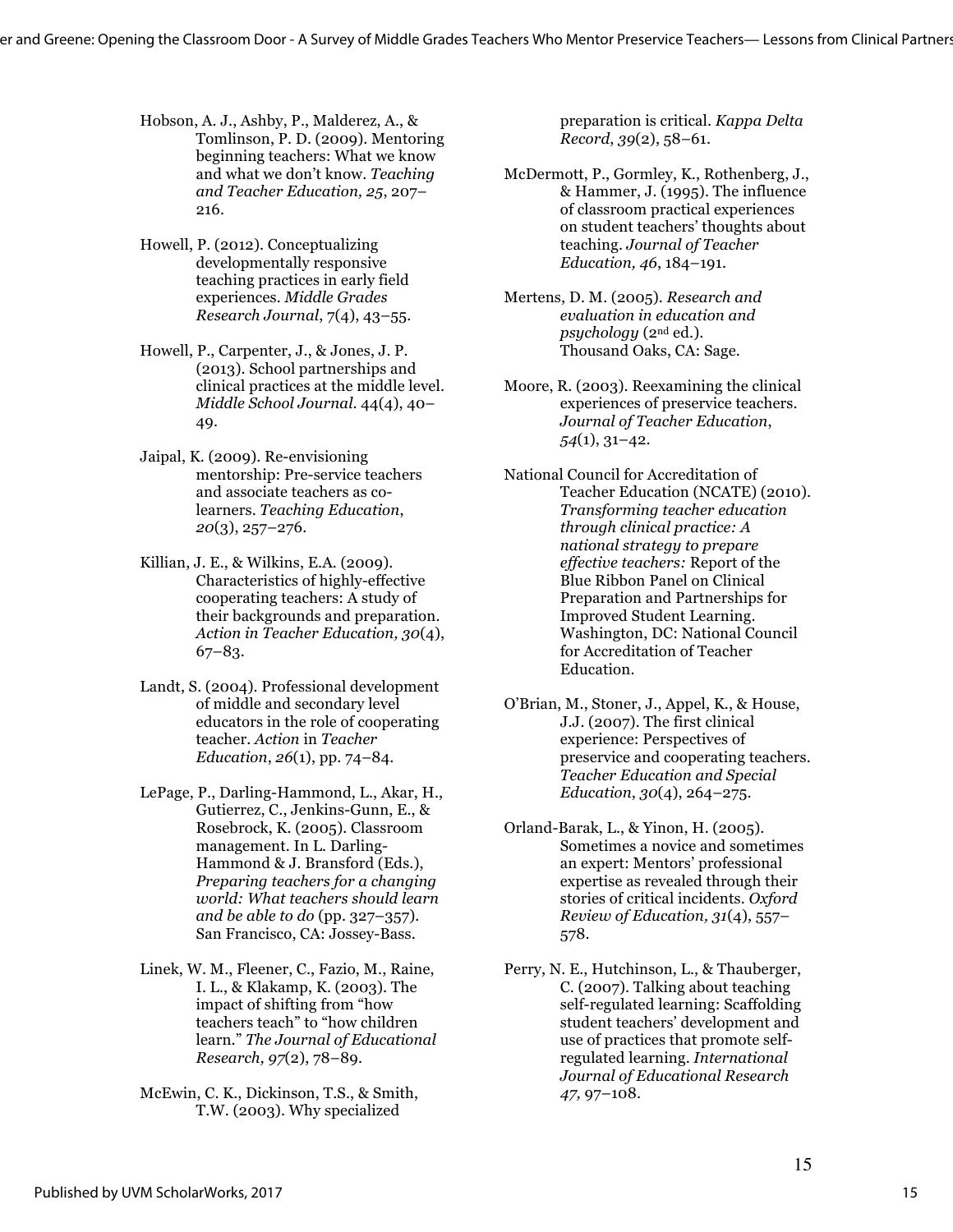Hobson, A. J., Ashby, P., Malderez, A., & Tomlinson, P. D. (2009). Mentoring beginning teachers: What we know and what we don't know. *Teaching and Teacher Education, 25*, 207–216.

Howell, P. (2012). Conceptualizing developmentally responsive teaching practices in early field experiences. *Middle Grades Research Journal*, 7(4), 43–55.

Howell, P., Carpenter, J., & Jones, J. P. (2013). School partnerships and clinical practices at the middle level. *Middle School Journal*. 44(4), 40–49.

Jaipal, K. (2009). Re-envisioning mentorship: Pre-service teachers and associate teachers as co-learners. *Teaching Education*, *20*(3), 257–276.

Killian, J. E., & Wilkins, E.A. (2009). Characteristics of highly-effective cooperating teachers: A study of their backgrounds and preparation. *Action in Teacher Education, 30*(4), 67–83.

Landt, S. (2004). Professional development of middle and secondary level educators in the role of cooperating teacher. *Action* in *Teacher Education*, *26*(1), pp. 74–84.

LePage, P., Darling-Hammond, L., Akar, H., Gutierrez, C., Jenkins-Gunn, E., & Rosebrock, K. (2005). Classroom management. In L. Darling-Hammond & J. Bransford (Eds.), *Preparing teachers for a changing world: What teachers should learn and be able to do* (pp. 327–357). San Francisco, CA: Jossey-Bass.

Linek, W. M., Fleener, C., Fazio, M., Raine, I. L., & Klakamp, K. (2003). The impact of shifting from "how teachers teach" to "how children learn." *The Journal of Educational Research, 97*(2), 78–89.

McEwin, C. K., Dickinson, T.S., & Smith, T.W. (2003). Why specialized preparation is critical. *Kappa Delta Record*, *39*(2), 58–61.

McDermott, P., Gormley, K., Rothenberg, J., & Hammer, J. (1995). The influence of classroom practical experiences on student teachers' thoughts about teaching. *Journal of Teacher Education, 46*, 184–191.

Mertens, D. M. (2005). *Research and evaluation in education and psychology* (2nd ed.). Thousand Oaks, CA: Sage.

Moore, R. (2003). Reexamining the clinical experiences of preservice teachers. *Journal of Teacher Education*, *54*(1), 31–42.

National Council for Accreditation of Teacher Education (NCATE) (2010). *Transforming teacher education through clinical practice: A national strategy to prepare effective teachers:* Report of the Blue Ribbon Panel on Clinical Preparation and Partnerships for Improved Student Learning. Washington, DC: National Council for Accreditation of Teacher Education.

O'Brian, M., Stoner, J., Appel, K., & House, J.J. (2007). The first clinical experience: Perspectives of preservice and cooperating teachers. *Teacher Education and Special Education*, *30*(4), 264–275.

Orland-Barak, L., & Yinon, H. (2005). Sometimes a novice and sometimes an expert: Mentors' professional expertise as revealed through their stories of critical incidents. *Oxford Review of Education, 31*(4), 557–578.

Perry, N. E., Hutchinson, L., & Thauberger, C. (2007). Talking about teaching self-regulated learning: Scaffolding student teachers' development and use of practices that promote self-regulated learning. *International Journal of Educational Research 47,* 97–108.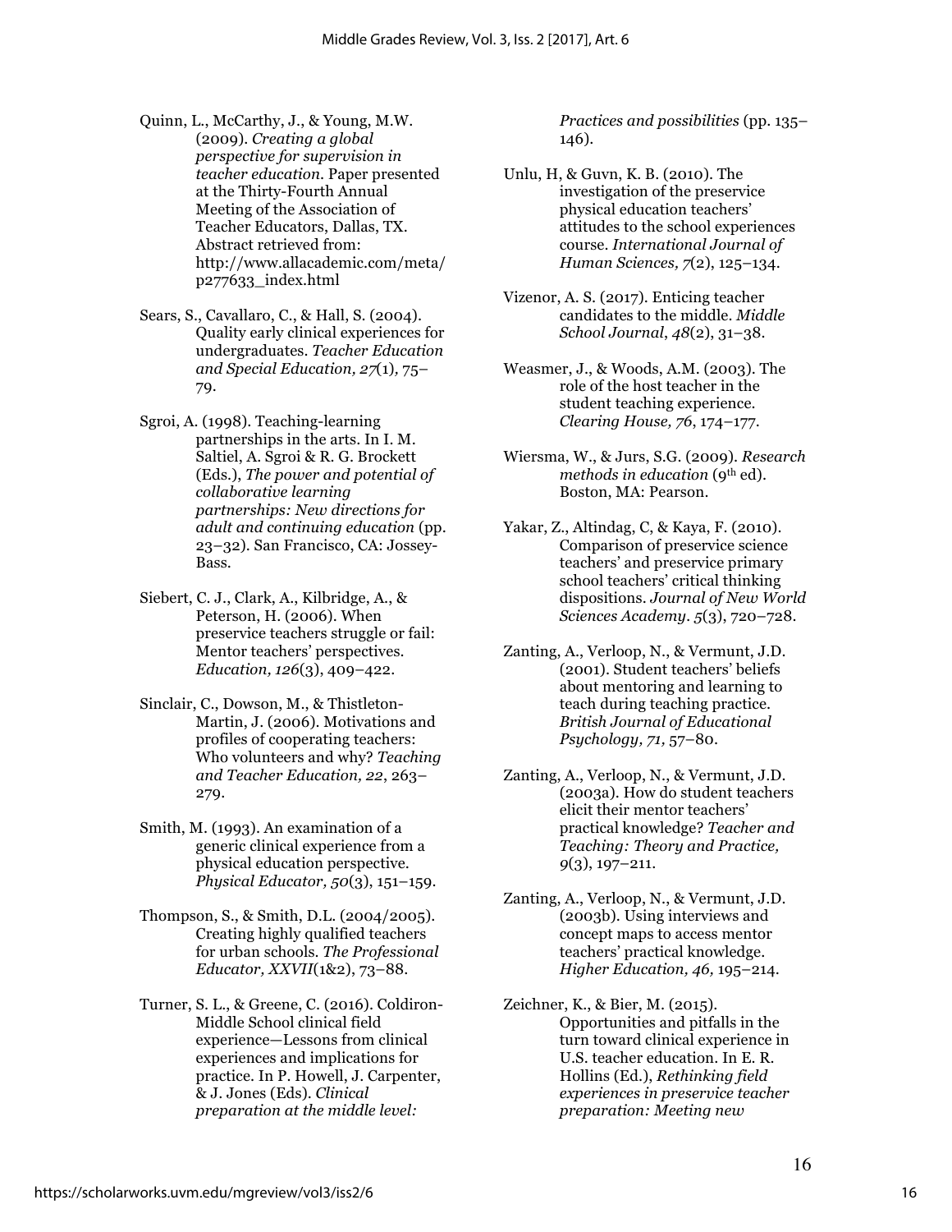Quinn, L., McCarthy, J., & Young, M.W. (2009). *Creating a global perspective for supervision in teacher education.* Paper presented at the Thirty-Fourth Annual Meeting of the Association of Teacher Educators, Dallas, TX. Abstract retrieved from: http://www.allacademic.com/meta/p277633_index.html

Sears, S., Cavallaro, C., & Hall, S. (2004). Quality early clinical experiences for undergraduates. *Teacher Education and Special Education, 27*(1), 75–79.

Sgroi, A. (1998). Teaching-learning partnerships in the arts. In I. M. Saltiel, A. Sgroi & R. G. Brockett (Eds.), *The power and potential of collaborative learning partnerships: New directions for adult and continuing education* (pp. 23–32). San Francisco, CA: Jossey-Bass.

Siebert, C. J., Clark, A., Kilbridge, A., & Peterson, H. (2006). When preservice teachers struggle or fail: Mentor teachers' perspectives. *Education, 126*(3), 409–422.

Sinclair, C., Dowson, M., & Thistleton-Martin, J. (2006). Motivations and profiles of cooperating teachers: Who volunteers and why? *Teaching and Teacher Education, 22*, 263–279.

Smith, M. (1993). An examination of a generic clinical experience from a physical education perspective. *Physical Educator, 50*(3), 151–159.

Thompson, S., & Smith, D.L. (2004/2005). Creating highly qualified teachers for urban schools. *The Professional Educator, XXVII*(1&2), 73–88.

Turner, S. L., & Greene, C. (2016). Coldiron-Middle School clinical field experience—Lessons from clinical experiences and implications for practice. In P. Howell, J. Carpenter, & J. Jones (Eds). *Clinical preparation at the middle level: Practices and possibilities* (pp. 135–146).

Unlu, H, & Guvn, K. B. (2010). The investigation of the preservice physical education teachers' attitudes to the school experiences course. *International Journal of Human Sciences, 7*(2), 125–134.

Vizenor, A. S. (2017). Enticing teacher candidates to the middle. *Middle School Journal*, *48*(2), 31–38.

Weasmer, J., & Woods, A.M. (2003). The role of the host teacher in the student teaching experience. *Clearing House, 76*, 174–177.

Wiersma, W., & Jurs, S.G. (2009). *Research methods in education* (9th ed). Boston, MA: Pearson.

Yakar, Z., Altindag, C, & Kaya, F. (2010). Comparison of preservice science teachers' and preservice primary school teachers' critical thinking dispositions. *Journal of New World Sciences Academy*. *5*(3), 720–728.

Zanting, A., Verloop, N., & Vermunt, J.D. (2001). Student teachers' beliefs about mentoring and learning to teach during teaching practice. *British Journal of Educational Psychology, 71,* 57–80.

Zanting, A., Verloop, N., & Vermunt, J.D. (2003a). How do student teachers elicit their mentor teachers' practical knowledge? *Teacher and Teaching: Theory and Practice, 9*(3), 197–211.

Zanting, A., Verloop, N., & Vermunt, J.D. (2003b). Using interviews and concept maps to access mentor teachers' practical knowledge. *Higher Education, 46,* 195–214.

Zeichner, K., & Bier, M. (2015). Opportunities and pitfalls in the turn toward clinical experience in U.S. teacher education. In E. R. Hollins (Ed.), *Rethinking field experiences in preservice teacher preparation: Meeting new*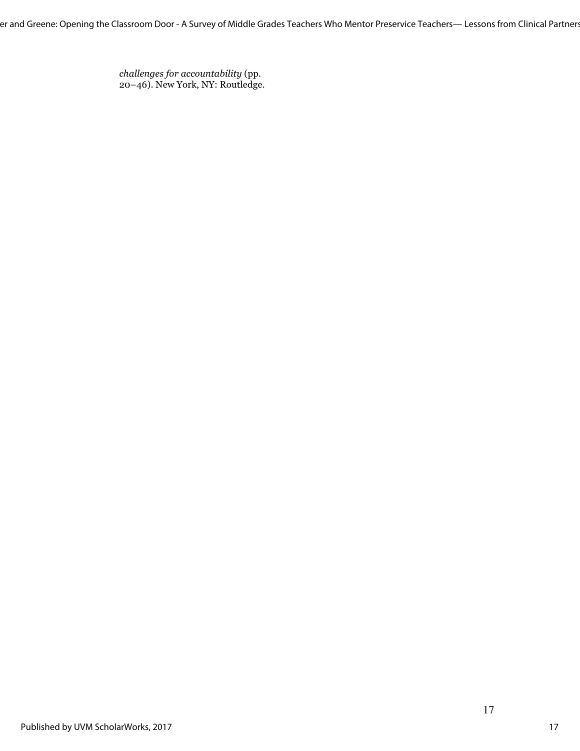*challenges for accountability* (pp. 20–46). New York, NY: Routledge.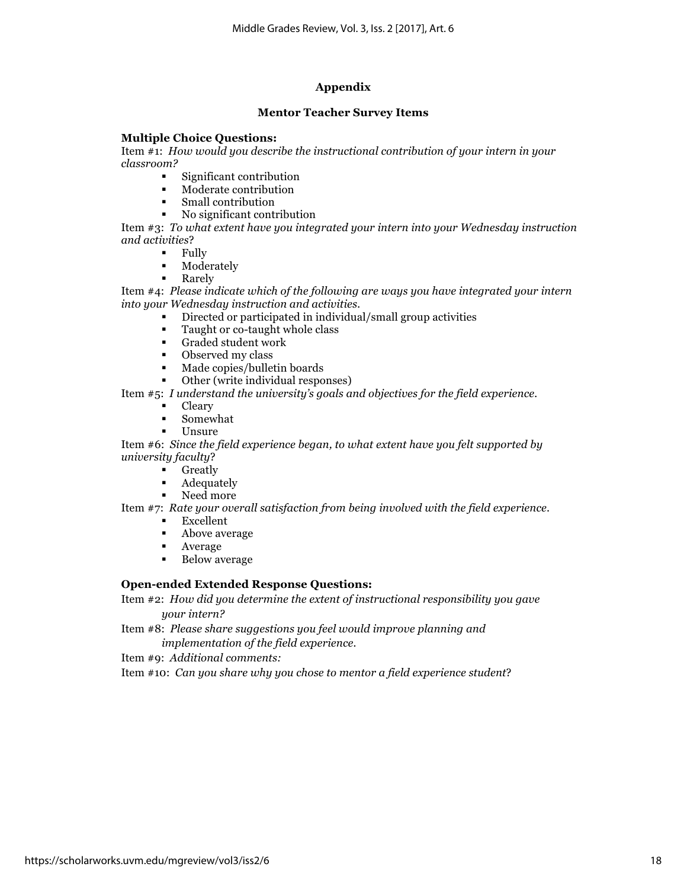## Appendix

### Mentor Teacher Survey Items

**Multiple Choice Questions:**

Item #1: *How would you describe the instructional contribution of your intern in your classroom?*

- Significant contribution
- Moderate contribution
- Small contribution
- No significant contribution

Item #3: *To what extent have you integrated your intern into your Wednesday instruction and activities*?

- Fully
- Moderately
- Rarely

Item #4: *Please indicate which of the following are ways you have integrated your intern into your Wednesday instruction and activities.*

- Directed or participated in individual/small group activities
- Taught or co-taught whole class
- Graded student work
- Observed my class
- Made copies/bulletin boards
- Other (write individual responses)

Item #5: *I understand the university's goals and objectives for the field experience.*

- Cleary
- Somewhat
- Unsure

Item #6: *Since the field experience began, to what extent have you felt supported by university faculty*?

- Greatly
- Adequately
- Need more

Item #7: *Rate your overall satisfaction from being involved with the field experience.*

- Excellent
- Above average
- Average
- Below average

**Open-ended Extended Response Questions:**

Item #2: *How did you determine the extent of instructional responsibility you gave your intern?*

Item #8: *Please share suggestions you feel would improve planning and implementation of the field experience.*

Item #9: *Additional comments:*

Item #10: *Can you share why you chose to mentor a field experience student*?